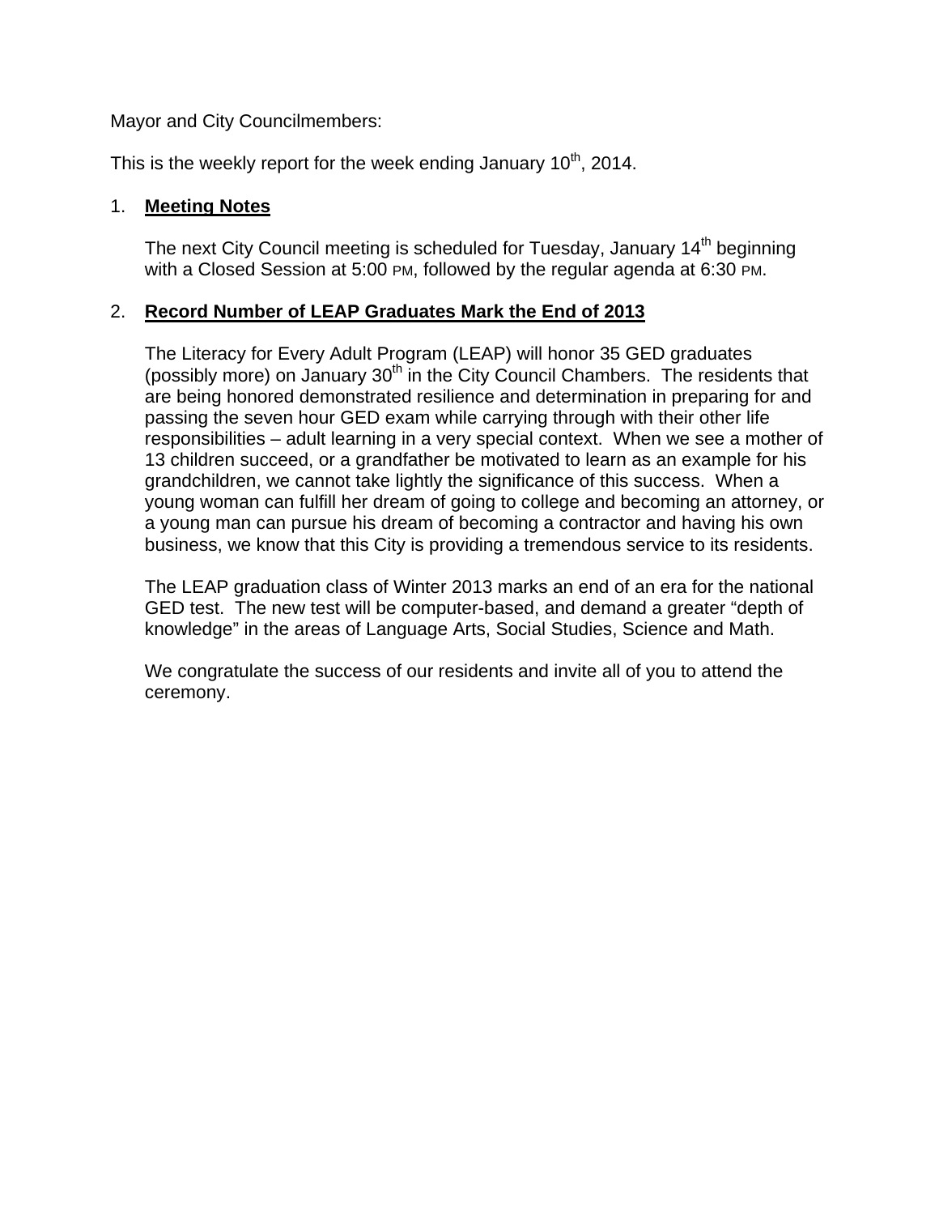Mayor and City Councilmembers:

This is the weekly report for the week ending January 10th, 2014.

1. **Meeting Notes**

   The next City Council meeting is scheduled for Tuesday, January 14th beginning with a Closed Session at 5:00 PM, followed by the regular agenda at 6:30 PM.

2. **Record Number of LEAP Graduates Mark the End of 2013**

   The Literacy for Every Adult Program (LEAP) will honor 35 GED graduates (possibly more) on January 30th in the City Council Chambers. The residents that are being honored demonstrated resilience and determination in preparing for and passing the seven hour GED exam while carrying through with their other life responsibilities – adult learning in a very special context. When we see a mother of 13 children succeed, or a grandfather be motivated to learn as an example for his grandchildren, we cannot take lightly the significance of this success. When a young woman can fulfill her dream of going to college and becoming an attorney, or a young man can pursue his dream of becoming a contractor and having his own business, we know that this City is providing a tremendous service to its residents.

   The LEAP graduation class of Winter 2013 marks an end of an era for the national GED test. The new test will be computer-based, and demand a greater "depth of knowledge" in the areas of Language Arts, Social Studies, Science and Math.

   We congratulate the success of our residents and invite all of you to attend the ceremony.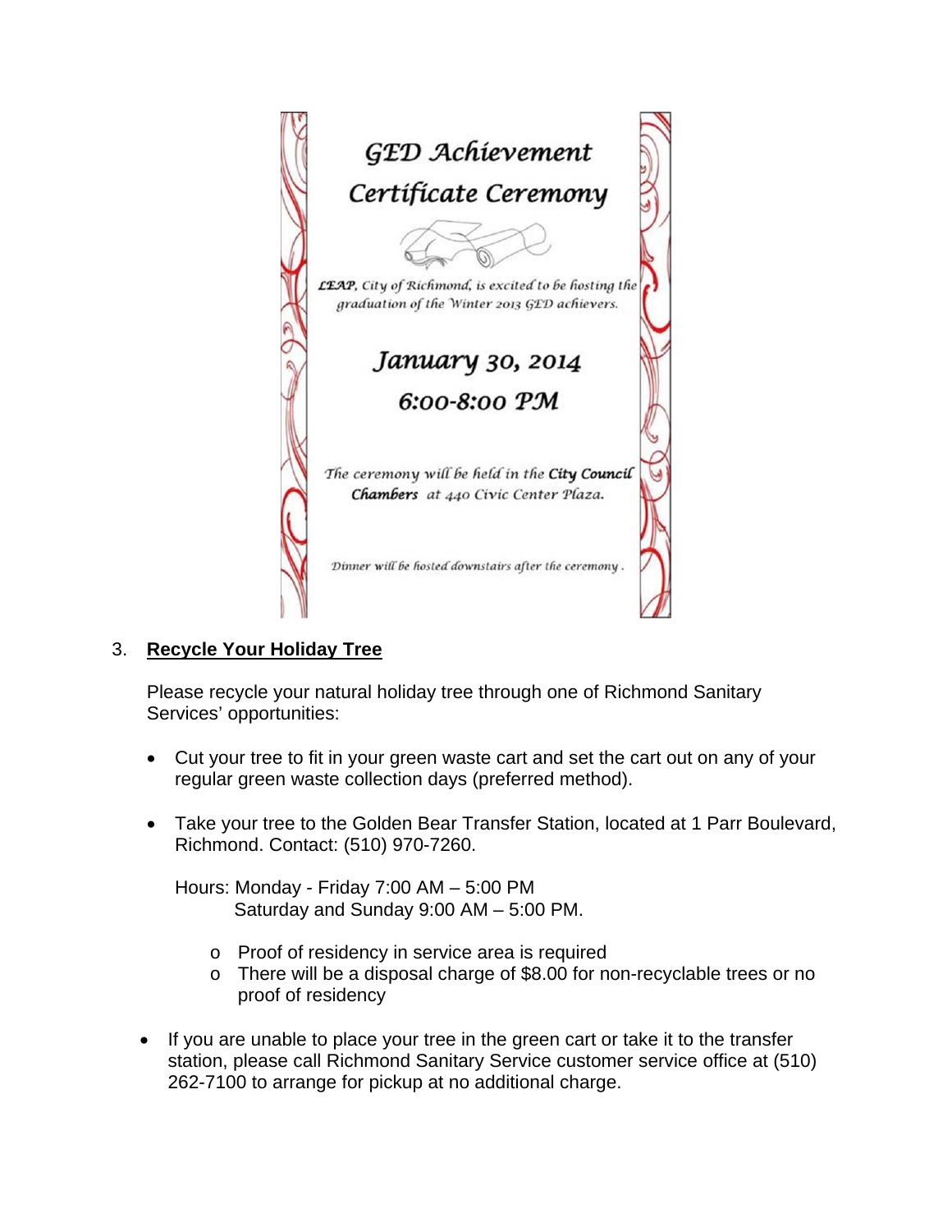**GED Achievement Certificate Ceremony**

*LEAP, City of Richmond, is excited to be hosting the graduation of the Winter 2013 GED achievers.*

**January 30, 2014**

**6:00-8:00 PM**

*The ceremony will be held in the* ***City Council Chambers*** *at 440 Civic Center Plaza.*

*Dinner will be hosted downstairs after the ceremony.*

3. **Recycle Your Holiday Tree**

   Please recycle your natural holiday tree through one of Richmond Sanitary Services' opportunities:

   - Cut your tree to fit in your green waste cart and set the cart out on any of your regular green waste collection days (preferred method).

   - Take your tree to the Golden Bear Transfer Station, located at 1 Parr Boulevard, Richmond. Contact: (510) 970-7260.

     Hours: Monday - Friday 7:00 AM – 5:00 PM
     Saturday and Sunday 9:00 AM – 5:00 PM.

     - Proof of residency in service area is required
     - There will be a disposal charge of $8.00 for non-recyclable trees or no proof of residency

   - If you are unable to place your tree in the green cart or take it to the transfer station, please call Richmond Sanitary Service customer service office at (510) 262-7100 to arrange for pickup at no additional charge.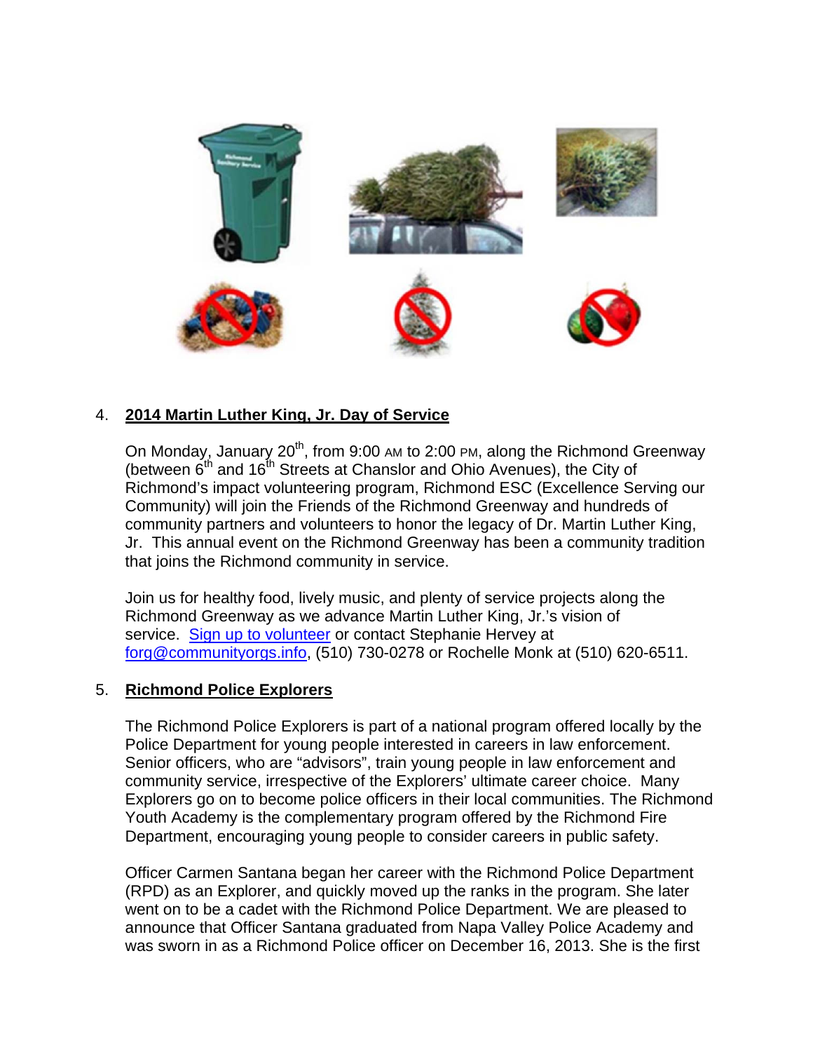4. **2014 Martin Luther King, Jr. Day of Service**

   On Monday, January 20th, from 9:00 AM to 2:00 PM, along the Richmond Greenway (between 6th and 16th Streets at Chanslor and Ohio Avenues), the City of Richmond's impact volunteering program, Richmond ESC (Excellence Serving our Community) will join the Friends of the Richmond Greenway and hundreds of community partners and volunteers to honor the legacy of Dr. Martin Luther King, Jr. This annual event on the Richmond Greenway has been a community tradition that joins the Richmond community in service.

   Join us for healthy food, lively music, and plenty of service projects along the Richmond Greenway as we advance Martin Luther King, Jr.'s vision of service. Sign up to volunteer or contact Stephanie Hervey at forg@communityorgs.info, (510) 730-0278 or Rochelle Monk at (510) 620-6511.

5. **Richmond Police Explorers**

   The Richmond Police Explorers is part of a national program offered locally by the Police Department for young people interested in careers in law enforcement. Senior officers, who are "advisors", train young people in law enforcement and community service, irrespective of the Explorers' ultimate career choice. Many Explorers go on to become police officers in their local communities. The Richmond Youth Academy is the complementary program offered by the Richmond Fire Department, encouraging young people to consider careers in public safety.

   Officer Carmen Santana began her career with the Richmond Police Department (RPD) as an Explorer, and quickly moved up the ranks in the program. She later went on to be a cadet with the Richmond Police Department. We are pleased to announce that Officer Santana graduated from Napa Valley Police Academy and was sworn in as a Richmond Police officer on December 16, 2013. She is the first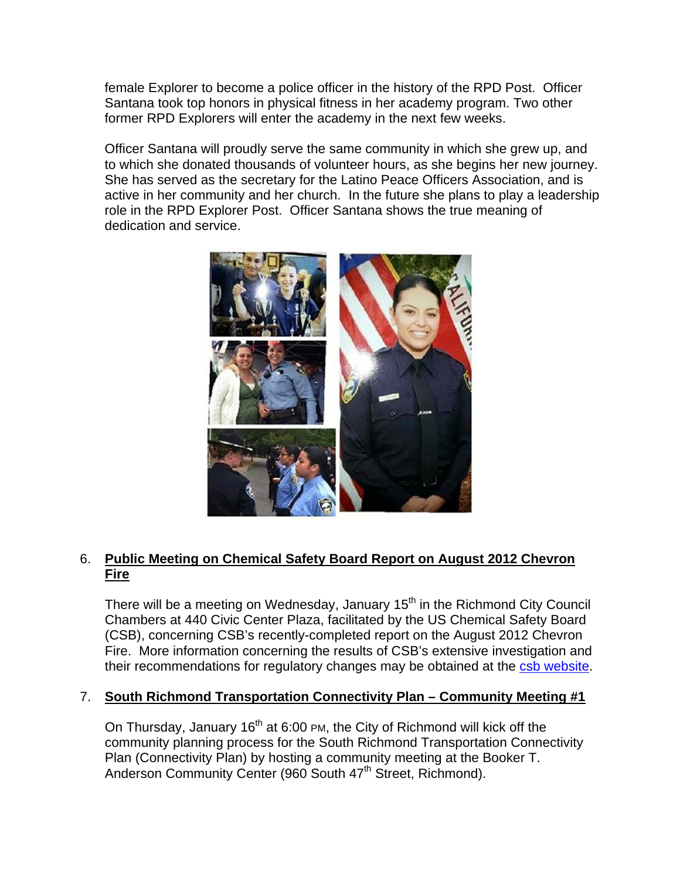female Explorer to become a police officer in the history of the RPD Post. Officer Santana took top honors in physical fitness in her academy program. Two other former RPD Explorers will enter the academy in the next few weeks.

Officer Santana will proudly serve the same community in which she grew up, and to which she donated thousands of volunteer hours, as she begins her new journey. She has served as the secretary for the Latino Peace Officers Association, and is active in her community and her church. In the future she plans to play a leadership role in the RPD Explorer Post. Officer Santana shows the true meaning of dedication and service.

6. **Public Meeting on Chemical Safety Board Report on August 2012 Chevron Fire**

   There will be a meeting on Wednesday, January 15th in the Richmond City Council Chambers at 440 Civic Center Plaza, facilitated by the US Chemical Safety Board (CSB), concerning CSB's recently-completed report on the August 2012 Chevron Fire. More information concerning the results of CSB's extensive investigation and their recommendations for regulatory changes may be obtained at the csb website.

7. **South Richmond Transportation Connectivity Plan – Community Meeting #1**

   On Thursday, January 16th at 6:00 PM, the City of Richmond will kick off the community planning process for the South Richmond Transportation Connectivity Plan (Connectivity Plan) by hosting a community meeting at the Booker T. Anderson Community Center (960 South 47th Street, Richmond).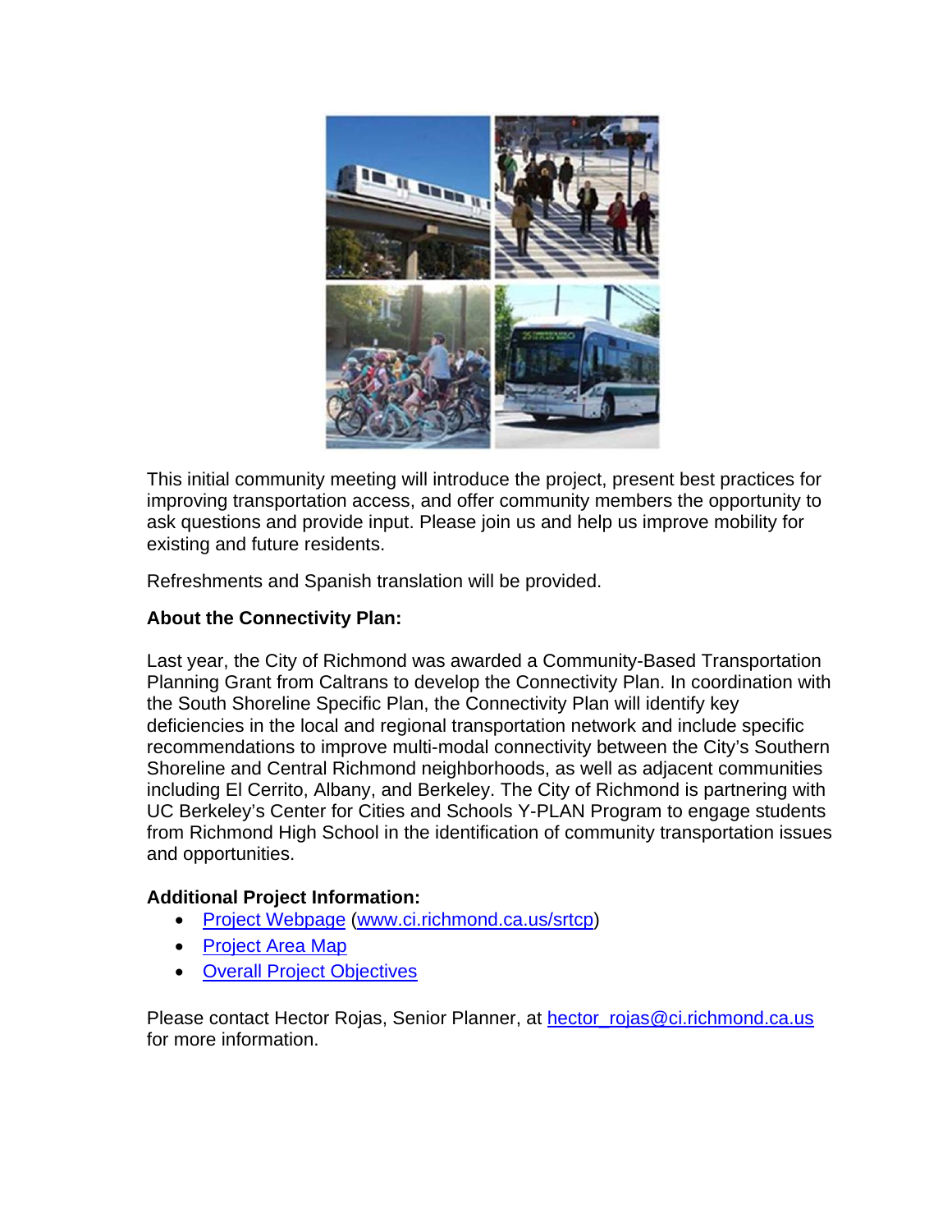This initial community meeting will introduce the project, present best practices for improving transportation access, and offer community members the opportunity to ask questions and provide input. Please join us and help us improve mobility for existing and future residents.

Refreshments and Spanish translation will be provided.

**About the Connectivity Plan:**

Last year, the City of Richmond was awarded a Community-Based Transportation Planning Grant from Caltrans to develop the Connectivity Plan. In coordination with the South Shoreline Specific Plan, the Connectivity Plan will identify key deficiencies in the local and regional transportation network and include specific recommendations to improve multi-modal connectivity between the City's Southern Shoreline and Central Richmond neighborhoods, as well as adjacent communities including El Cerrito, Albany, and Berkeley. The City of Richmond is partnering with UC Berkeley's Center for Cities and Schools Y-PLAN Program to engage students from Richmond High School in the identification of community transportation issues and opportunities.

**Additional Project Information:**

- Project Webpage (www.ci.richmond.ca.us/srtcp)
- Project Area Map
- Overall Project Objectives

Please contact Hector Rojas, Senior Planner, at hector_rojas@ci.richmond.ca.us for more information.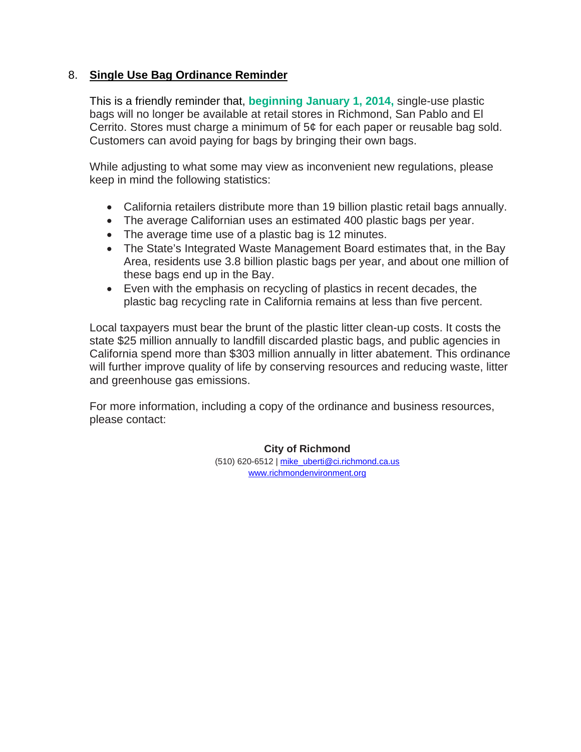## 8. Single Use Bag Ordinance Reminder

This is a friendly reminder that, **beginning January 1, 2014,** single-use plastic bags will no longer be available at retail stores in Richmond, San Pablo and El Cerrito. Stores must charge a minimum of 5¢ for each paper or reusable bag sold. Customers can avoid paying for bags by bringing their own bags.

While adjusting to what some may view as inconvenient new regulations, please keep in mind the following statistics:

- California retailers distribute more than 19 billion plastic retail bags annually.
- The average Californian uses an estimated 400 plastic bags per year.
- The average time use of a plastic bag is 12 minutes.
- The State's Integrated Waste Management Board estimates that, in the Bay Area, residents use 3.8 billion plastic bags per year, and about one million of these bags end up in the Bay.
- Even with the emphasis on recycling of plastics in recent decades, the plastic bag recycling rate in California remains at less than five percent.

Local taxpayers must bear the brunt of the plastic litter clean-up costs. It costs the state $25 million annually to landfill discarded plastic bags, and public agencies in California spend more than $303 million annually in litter abatement. This ordinance will further improve quality of life by conserving resources and reducing waste, litter and greenhouse gas emissions.

For more information, including a copy of the ordinance and business resources, please contact:

**City of Richmond**
(510) 620-6512 | mike_uberti@ci.richmond.ca.us
www.richmondenvironment.org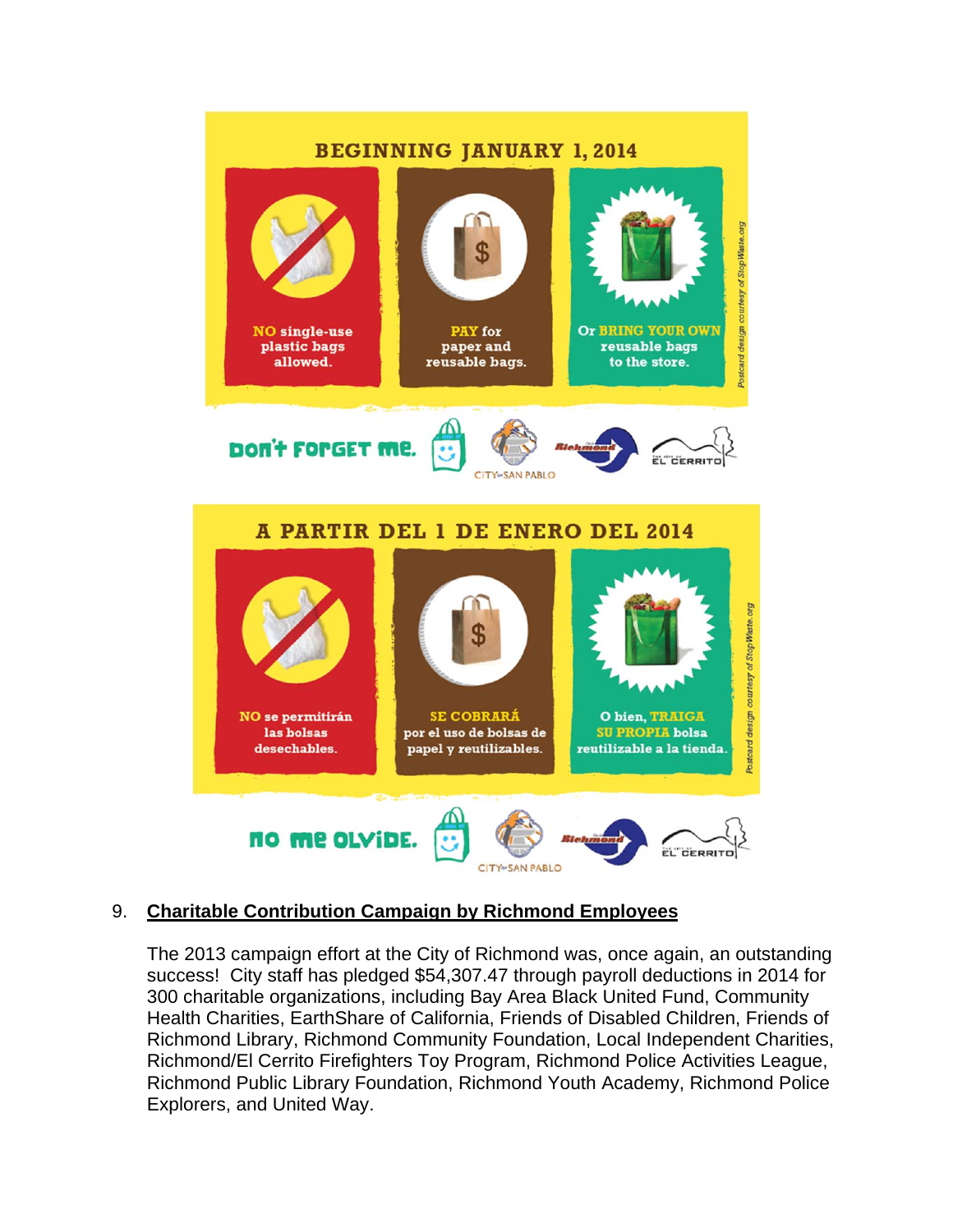**BEGINNING JANUARY 1, 2014**

**NO** single-use plastic bags allowed.

**PAY** for paper and reusable bags.

Or **BRING YOUR OWN** reusable bags to the store.

*Postcard design courtesy of StopWaste.org*

**DON'T FORGET ME.**

CITY of SAN PABLO · Richmond · EL CERRITO

**A PARTIR DEL 1 DE ENERO DEL 2014**

**NO** se permitirán las bolsas desechables.

**SE COBRARÁ** por el uso de bolsas de papel y reutilizables.

O bien, **TRAIGA SU PROPIA** bolsa reutilizable a la tienda.

*Postcard design courtesy of StopWaste.org*

**NO ME OLVIDE.**

CITY of SAN PABLO · Richmond · EL CERRITO

9. **Charitable Contribution Campaign by Richmond Employees**

The 2013 campaign effort at the City of Richmond was, once again, an outstanding success! City staff has pledged $54,307.47 through payroll deductions in 2014 for 300 charitable organizations, including Bay Area Black United Fund, Community Health Charities, EarthShare of California, Friends of Disabled Children, Friends of Richmond Library, Richmond Community Foundation, Local Independent Charities, Richmond/El Cerrito Firefighters Toy Program, Richmond Police Activities League, Richmond Public Library Foundation, Richmond Youth Academy, Richmond Police Explorers, and United Way.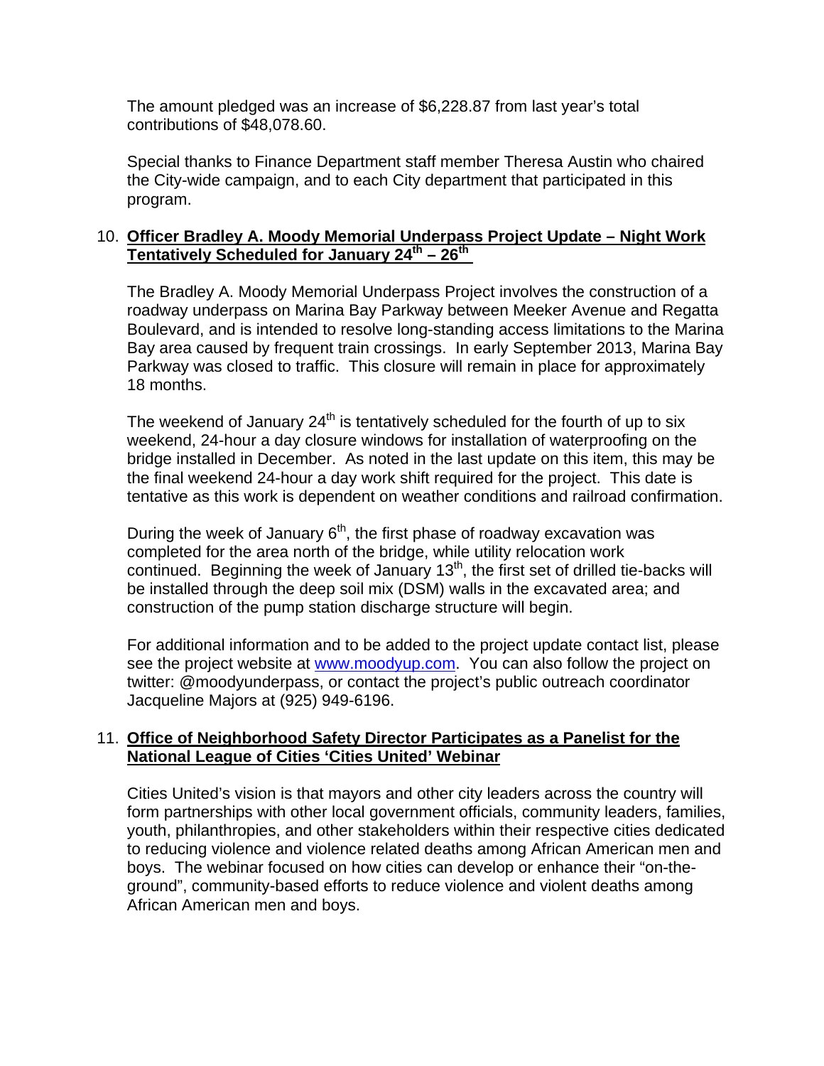The amount pledged was an increase of $6,228.87 from last year's total contributions of $48,078.60.

Special thanks to Finance Department staff member Theresa Austin who chaired the City-wide campaign, and to each City department that participated in this program.

10. **Officer Bradley A. Moody Memorial Underpass Project Update – Night Work Tentatively Scheduled for January 24th – 26th**

The Bradley A. Moody Memorial Underpass Project involves the construction of a roadway underpass on Marina Bay Parkway between Meeker Avenue and Regatta Boulevard, and is intended to resolve long-standing access limitations to the Marina Bay area caused by frequent train crossings. In early September 2013, Marina Bay Parkway was closed to traffic. This closure will remain in place for approximately 18 months.

The weekend of January 24th is tentatively scheduled for the fourth of up to six weekend, 24-hour a day closure windows for installation of waterproofing on the bridge installed in December. As noted in the last update on this item, this may be the final weekend 24-hour a day work shift required for the project. This date is tentative as this work is dependent on weather conditions and railroad confirmation.

During the week of January 6th, the first phase of roadway excavation was completed for the area north of the bridge, while utility relocation work continued. Beginning the week of January 13th, the first set of drilled tie-backs will be installed through the deep soil mix (DSM) walls in the excavated area; and construction of the pump station discharge structure will begin.

For additional information and to be added to the project update contact list, please see the project website at [www.moodyup.com](http://www.moodyup.com). You can also follow the project on twitter: @moodyunderpass, or contact the project's public outreach coordinator Jacqueline Majors at (925) 949-6196.

11. **Office of Neighborhood Safety Director Participates as a Panelist for the National League of Cities 'Cities United' Webinar**

Cities United's vision is that mayors and other city leaders across the country will form partnerships with other local government officials, community leaders, families, youth, philanthropies, and other stakeholders within their respective cities dedicated to reducing violence and violence related deaths among African American men and boys. The webinar focused on how cities can develop or enhance their "on-the-ground", community-based efforts to reduce violence and violent deaths among African American men and boys.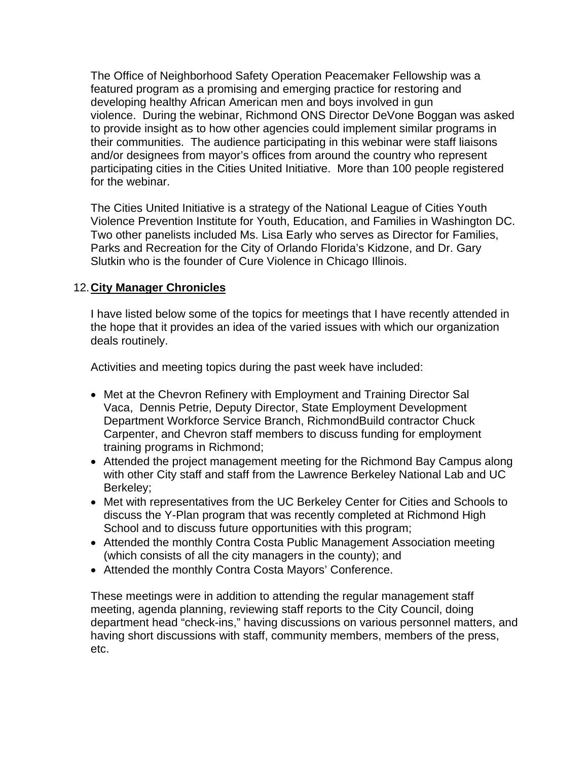The Office of Neighborhood Safety Operation Peacemaker Fellowship was a featured program as a promising and emerging practice for restoring and developing healthy African American men and boys involved in gun violence. During the webinar, Richmond ONS Director DeVone Boggan was asked to provide insight as to how other agencies could implement similar programs in their communities. The audience participating in this webinar were staff liaisons and/or designees from mayor's offices from around the country who represent participating cities in the Cities United Initiative. More than 100 people registered for the webinar.

The Cities United Initiative is a strategy of the National League of Cities Youth Violence Prevention Institute for Youth, Education, and Families in Washington DC. Two other panelists included Ms. Lisa Early who serves as Director for Families, Parks and Recreation for the City of Orlando Florida's Kidzone, and Dr. Gary Slutkin who is the founder of Cure Violence in Chicago Illinois.

12. **City Manager Chronicles**

I have listed below some of the topics for meetings that I have recently attended in the hope that it provides an idea of the varied issues with which our organization deals routinely.

Activities and meeting topics during the past week have included:

- Met at the Chevron Refinery with Employment and Training Director Sal Vaca, Dennis Petrie, Deputy Director, State Employment Development Department Workforce Service Branch, RichmondBuild contractor Chuck Carpenter, and Chevron staff members to discuss funding for employment training programs in Richmond;
- Attended the project management meeting for the Richmond Bay Campus along with other City staff and staff from the Lawrence Berkeley National Lab and UC Berkeley;
- Met with representatives from the UC Berkeley Center for Cities and Schools to discuss the Y-Plan program that was recently completed at Richmond High School and to discuss future opportunities with this program;
- Attended the monthly Contra Costa Public Management Association meeting (which consists of all the city managers in the county); and
- Attended the monthly Contra Costa Mayors' Conference.

These meetings were in addition to attending the regular management staff meeting, agenda planning, reviewing staff reports to the City Council, doing department head "check-ins," having discussions on various personnel matters, and having short discussions with staff, community members, members of the press, etc.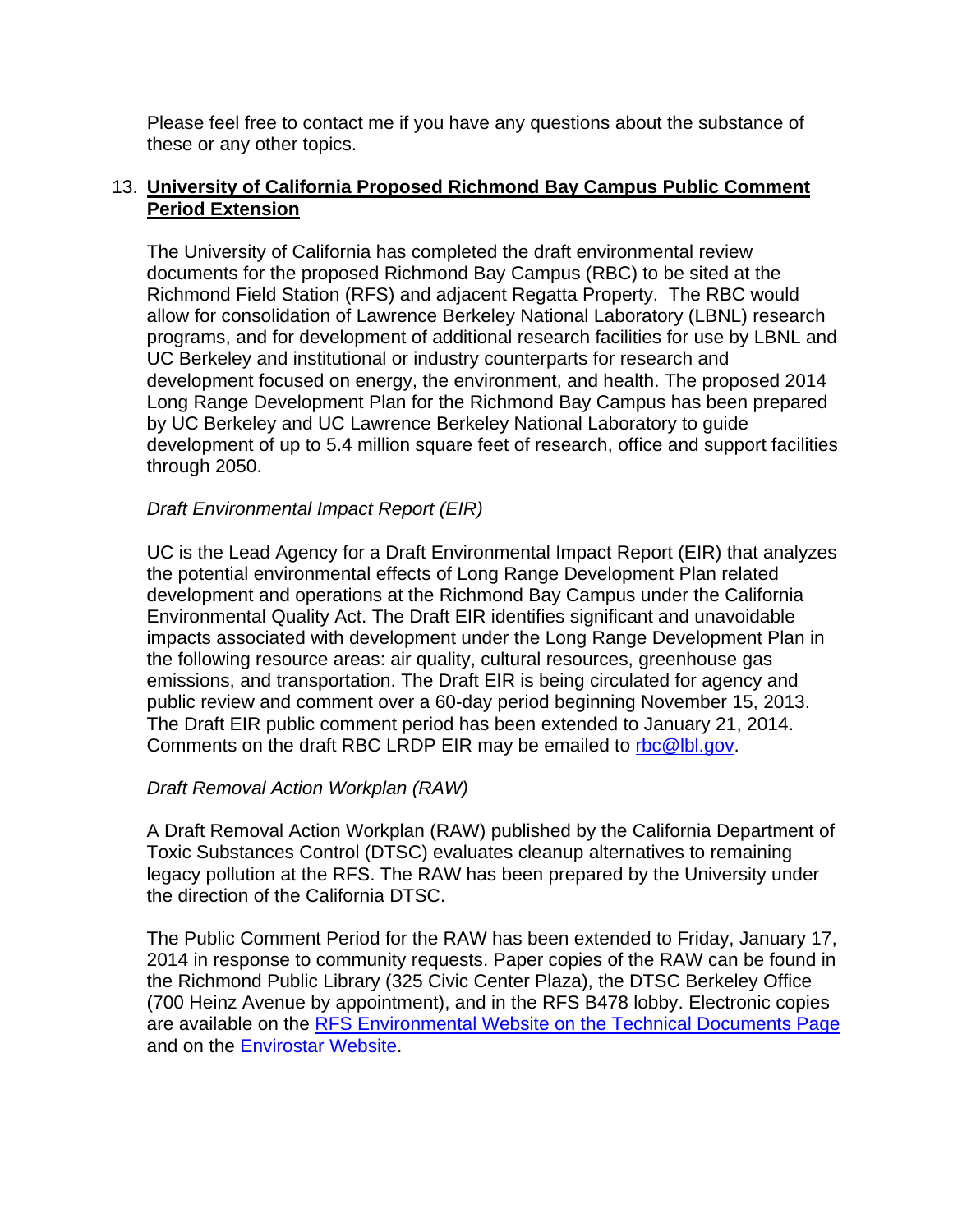Please feel free to contact me if you have any questions about the substance of these or any other topics.

13. **University of California Proposed Richmond Bay Campus Public Comment Period Extension**

The University of California has completed the draft environmental review documents for the proposed Richmond Bay Campus (RBC) to be sited at the Richmond Field Station (RFS) and adjacent Regatta Property. The RBC would allow for consolidation of Lawrence Berkeley National Laboratory (LBNL) research programs, and for development of additional research facilities for use by LBNL and UC Berkeley and institutional or industry counterparts for research and development focused on energy, the environment, and health. The proposed 2014 Long Range Development Plan for the Richmond Bay Campus has been prepared by UC Berkeley and UC Lawrence Berkeley National Laboratory to guide development of up to 5.4 million square feet of research, office and support facilities through 2050.

*Draft Environmental Impact Report (EIR)*

UC is the Lead Agency for a Draft Environmental Impact Report (EIR) that analyzes the potential environmental effects of Long Range Development Plan related development and operations at the Richmond Bay Campus under the California Environmental Quality Act. The Draft EIR identifies significant and unavoidable impacts associated with development under the Long Range Development Plan in the following resource areas: air quality, cultural resources, greenhouse gas emissions, and transportation. The Draft EIR is being circulated for agency and public review and comment over a 60-day period beginning November 15, 2013. The Draft EIR public comment period has been extended to January 21, 2014. Comments on the draft RBC LRDP EIR may be emailed to rbc@lbl.gov.

*Draft Removal Action Workplan (RAW)*

A Draft Removal Action Workplan (RAW) published by the California Department of Toxic Substances Control (DTSC) evaluates cleanup alternatives to remaining legacy pollution at the RFS. The RAW has been prepared by the University under the direction of the California DTSC.

The Public Comment Period for the RAW has been extended to Friday, January 17, 2014 in response to community requests. Paper copies of the RAW can be found in the Richmond Public Library (325 Civic Center Plaza), the DTSC Berkeley Office (700 Heinz Avenue by appointment), and in the RFS B478 lobby. Electronic copies are available on the RFS Environmental Website on the Technical Documents Page and on the Envirostar Website.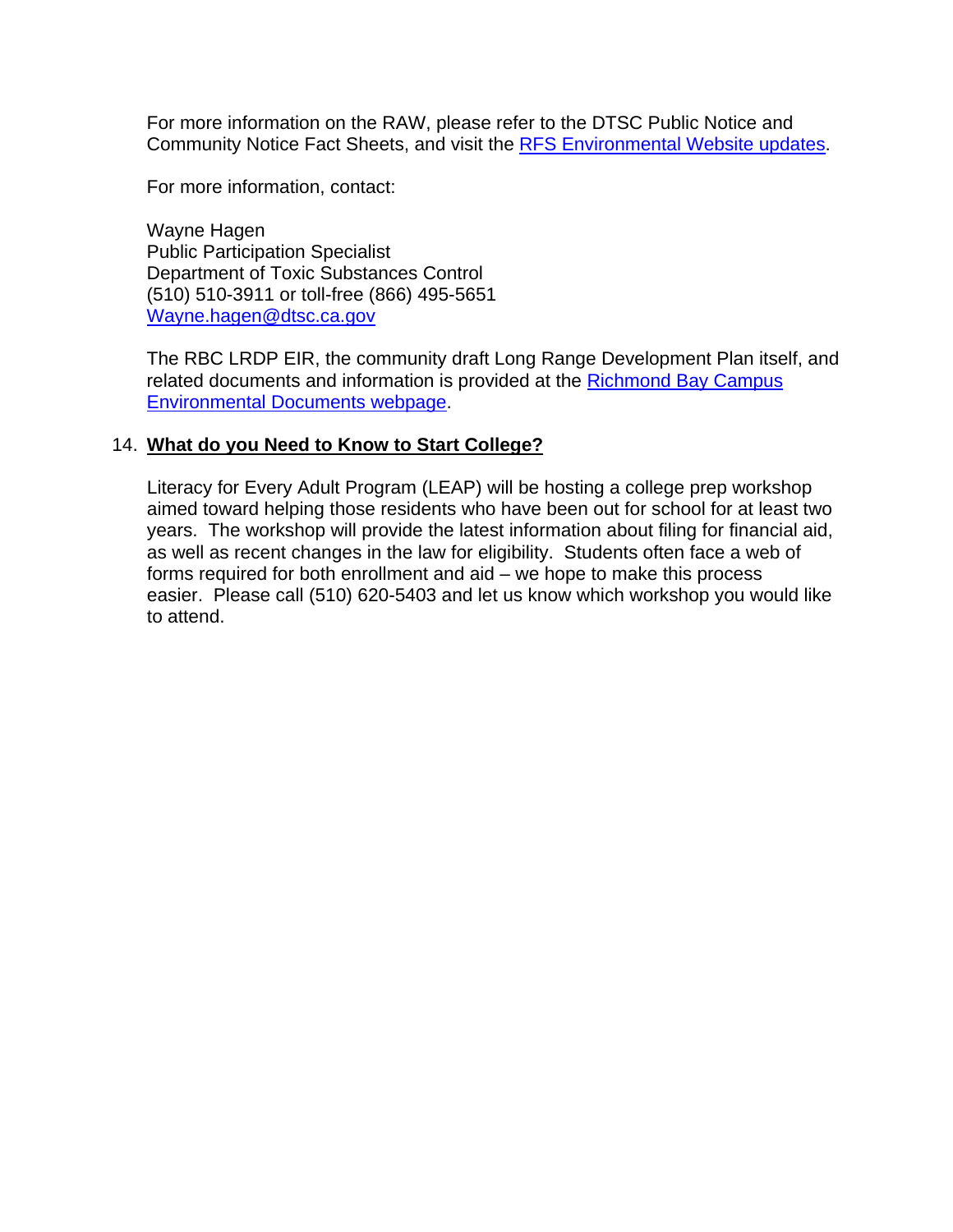For more information on the RAW, please refer to the DTSC Public Notice and Community Notice Fact Sheets, and visit the RFS Environmental Website updates.

For more information, contact:

Wayne Hagen
Public Participation Specialist
Department of Toxic Substances Control
(510) 510-3911 or toll-free (866) 495-5651
Wayne.hagen@dtsc.ca.gov

The RBC LRDP EIR, the community draft Long Range Development Plan itself, and related documents and information is provided at the Richmond Bay Campus Environmental Documents webpage.

14. **What do you Need to Know to Start College?**

Literacy for Every Adult Program (LEAP) will be hosting a college prep workshop aimed toward helping those residents who have been out for school for at least two years. The workshop will provide the latest information about filing for financial aid, as well as recent changes in the law for eligibility. Students often face a web of forms required for both enrollment and aid – we hope to make this process easier. Please call (510) 620-5403 and let us know which workshop you would like to attend.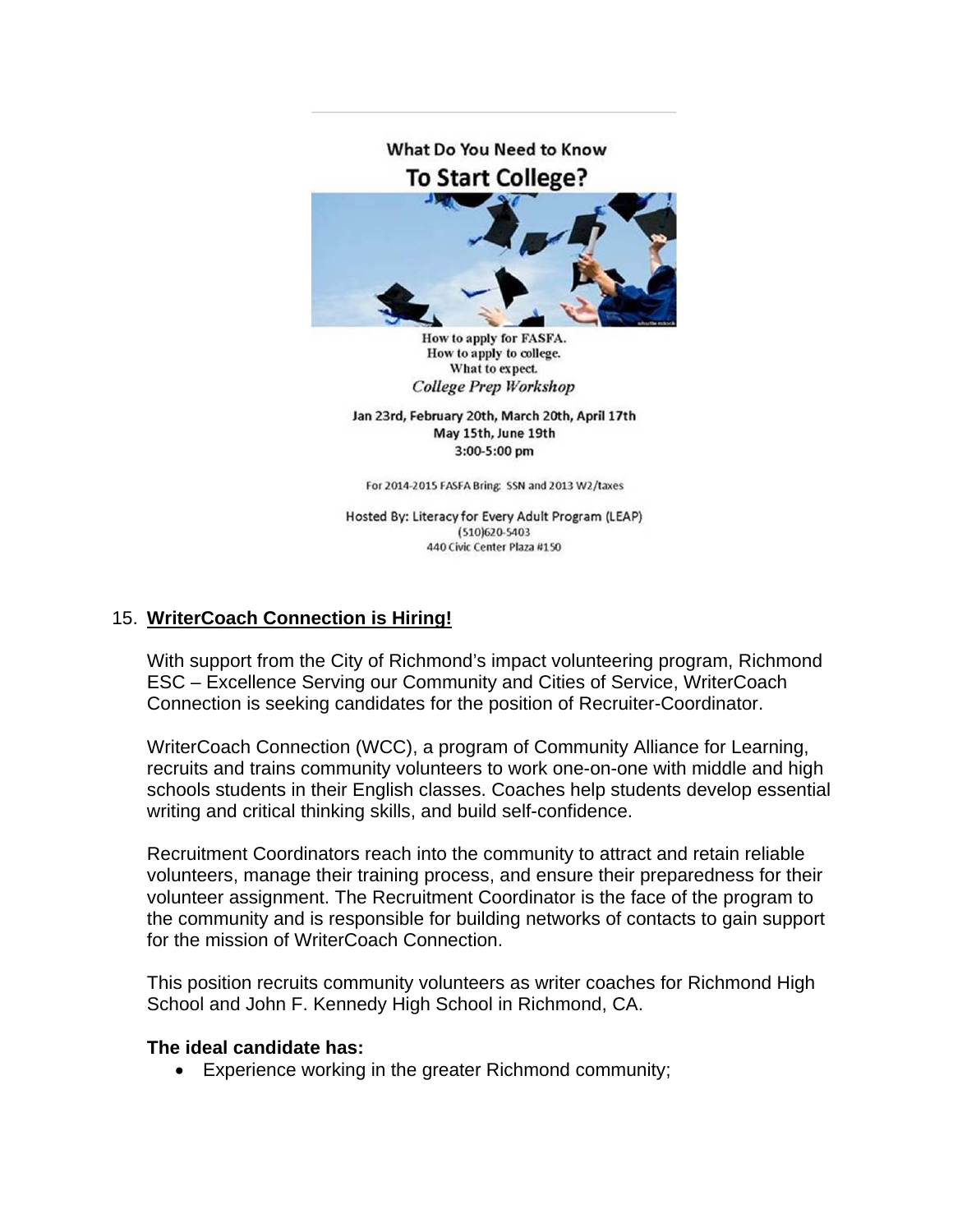What Do You Need to Know

**To Start College?**

How to apply for FASFA.
How to apply to college.
What to expect.

*College Prep Workshop*

**Jan 23rd, February 20th, March 20th, April 17th**
**May 15th, June 19th**
**3:00-5:00 pm**

For 2014-2015 FASFA Bring: SSN and 2013 W2/taxes

Hosted By: Literacy for Every Adult Program (LEAP)
(510)620-5403
440 Civic Center Plaza #150

15. **WriterCoach Connection is Hiring!**

    With support from the City of Richmond's impact volunteering program, Richmond ESC – Excellence Serving our Community and Cities of Service, WriterCoach Connection is seeking candidates for the position of Recruiter-Coordinator.

    WriterCoach Connection (WCC), a program of Community Alliance for Learning, recruits and trains community volunteers to work one-on-one with middle and high schools students in their English classes. Coaches help students develop essential writing and critical thinking skills, and build self-confidence.

    Recruitment Coordinators reach into the community to attract and retain reliable volunteers, manage their training process, and ensure their preparedness for their volunteer assignment. The Recruitment Coordinator is the face of the program to the community and is responsible for building networks of contacts to gain support for the mission of WriterCoach Connection.

    This position recruits community volunteers as writer coaches for Richmond High School and John F. Kennedy High School in Richmond, CA.

    **The ideal candidate has:**

    - Experience working in the greater Richmond community;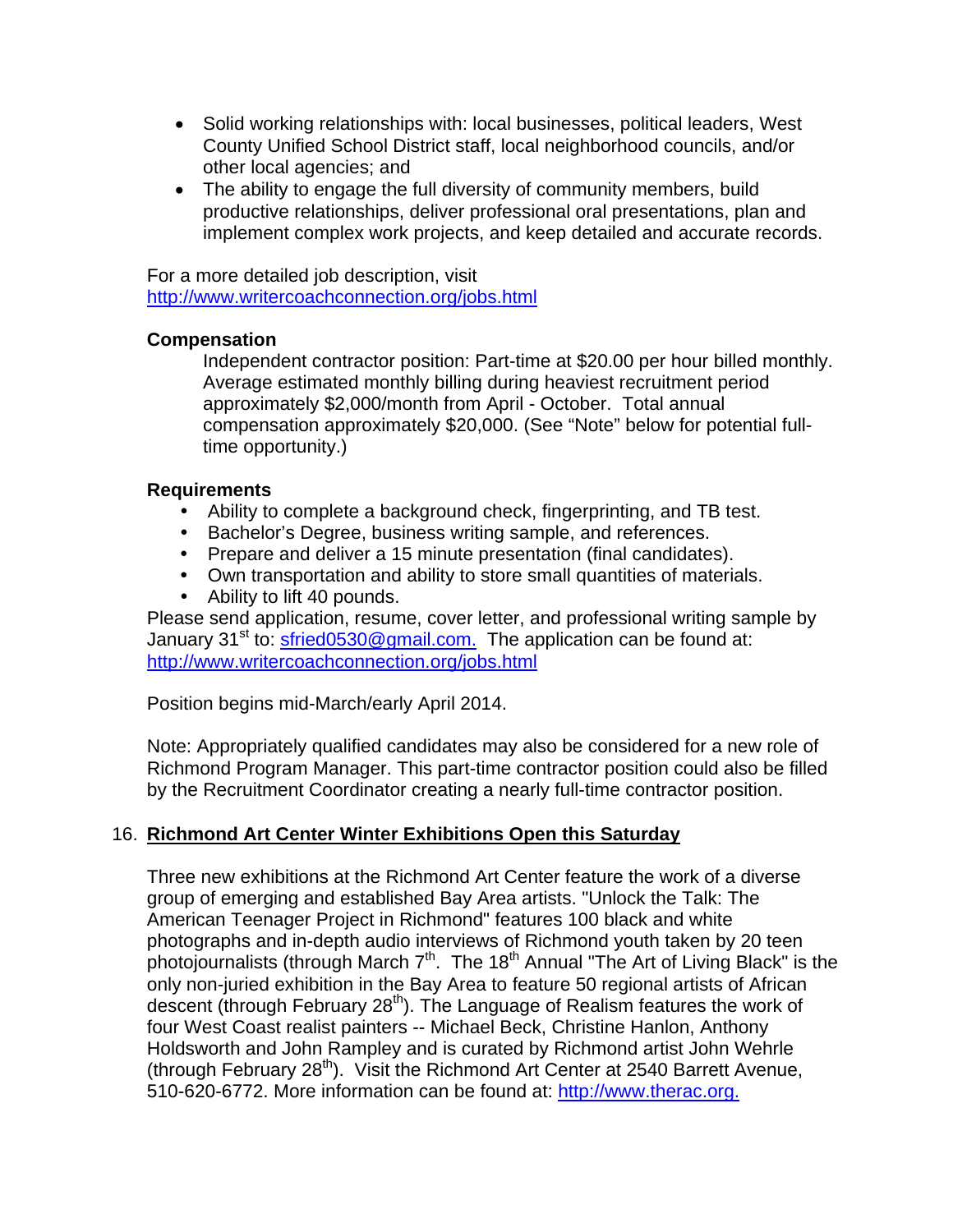- Solid working relationships with: local businesses, political leaders, West County Unified School District staff, local neighborhood councils, and/or other local agencies; and
- The ability to engage the full diversity of community members, build productive relationships, deliver professional oral presentations, plan and implement complex work projects, and keep detailed and accurate records.

For a more detailed job description, visit http://www.writercoachconnection.org/jobs.html

**Compensation**

Independent contractor position: Part-time at $20.00 per hour billed monthly. Average estimated monthly billing during heaviest recruitment period approximately $2,000/month from April - October. Total annual compensation approximately $20,000. (See "Note" below for potential full-time opportunity.)

**Requirements**

- Ability to complete a background check, fingerprinting, and TB test.
- Bachelor's Degree, business writing sample, and references.
- Prepare and deliver a 15 minute presentation (final candidates).
- Own transportation and ability to store small quantities of materials.
- Ability to lift 40 pounds.

Please send application, resume, cover letter, and professional writing sample by January 31st to: sfried0530@gmail.com. The application can be found at: http://www.writercoachconnection.org/jobs.html

Position begins mid-March/early April 2014.

Note: Appropriately qualified candidates may also be considered for a new role of Richmond Program Manager. This part-time contractor position could also be filled by the Recruitment Coordinator creating a nearly full-time contractor position.

## 16. Richmond Art Center Winter Exhibitions Open this Saturday

Three new exhibitions at the Richmond Art Center feature the work of a diverse group of emerging and established Bay Area artists. "Unlock the Talk: The American Teenager Project in Richmond" features 100 black and white photographs and in-depth audio interviews of Richmond youth taken by 20 teen photojournalists (through March 7th. The 18th Annual "The Art of Living Black" is the only non-juried exhibition in the Bay Area to feature 50 regional artists of African descent (through February 28th). The Language of Realism features the work of four West Coast realist painters -- Michael Beck, Christine Hanlon, Anthony Holdsworth and John Rampley and is curated by Richmond artist John Wehrle (through February 28th). Visit the Richmond Art Center at 2540 Barrett Avenue, 510-620-6772. More information can be found at: http://www.therac.org.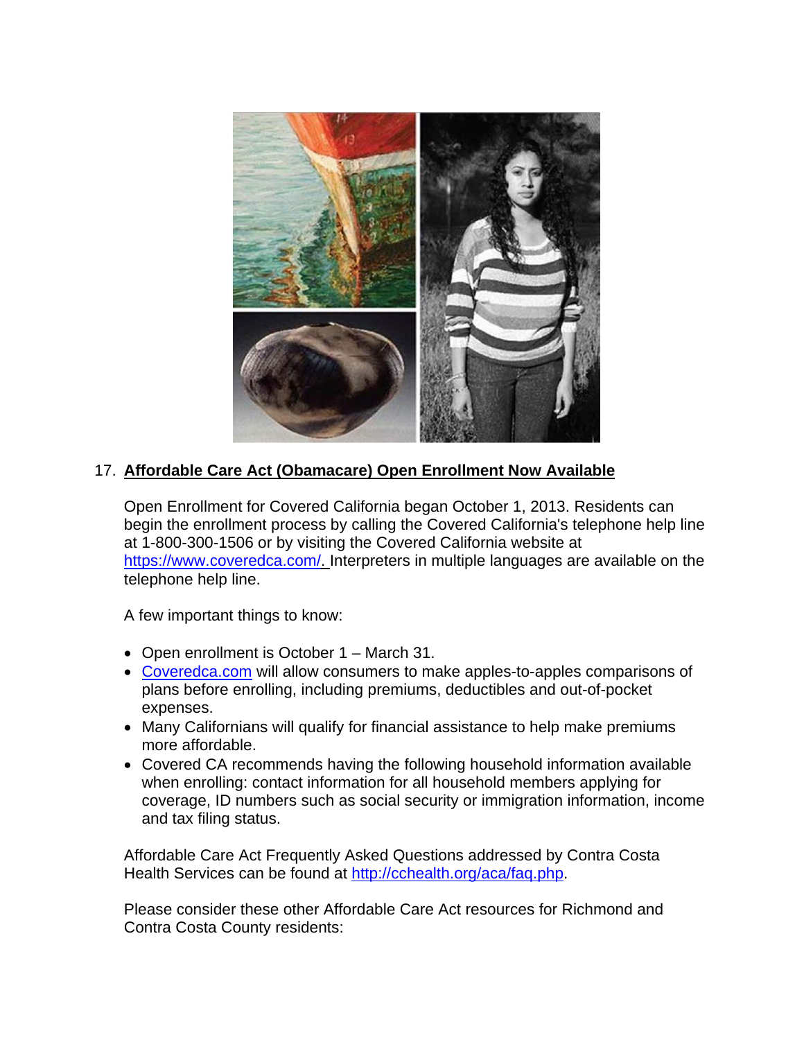17. **Affordable Care Act (Obamacare) Open Enrollment Now Available**

Open Enrollment for Covered California began October 1, 2013. Residents can begin the enrollment process by calling the Covered California's telephone help line at 1-800-300-1506 or by visiting the Covered California website at https://www.coveredca.com/. Interpreters in multiple languages are available on the telephone help line.

A few important things to know:

- Open enrollment is October 1 – March 31.
- Coveredca.com will allow consumers to make apples-to-apples comparisons of plans before enrolling, including premiums, deductibles and out-of-pocket expenses.
- Many Californians will qualify for financial assistance to help make premiums more affordable.
- Covered CA recommends having the following household information available when enrolling: contact information for all household members applying for coverage, ID numbers such as social security or immigration information, income and tax filing status.

Affordable Care Act Frequently Asked Questions addressed by Contra Costa Health Services can be found at http://cchealth.org/aca/faq.php.

Please consider these other Affordable Care Act resources for Richmond and Contra Costa County residents: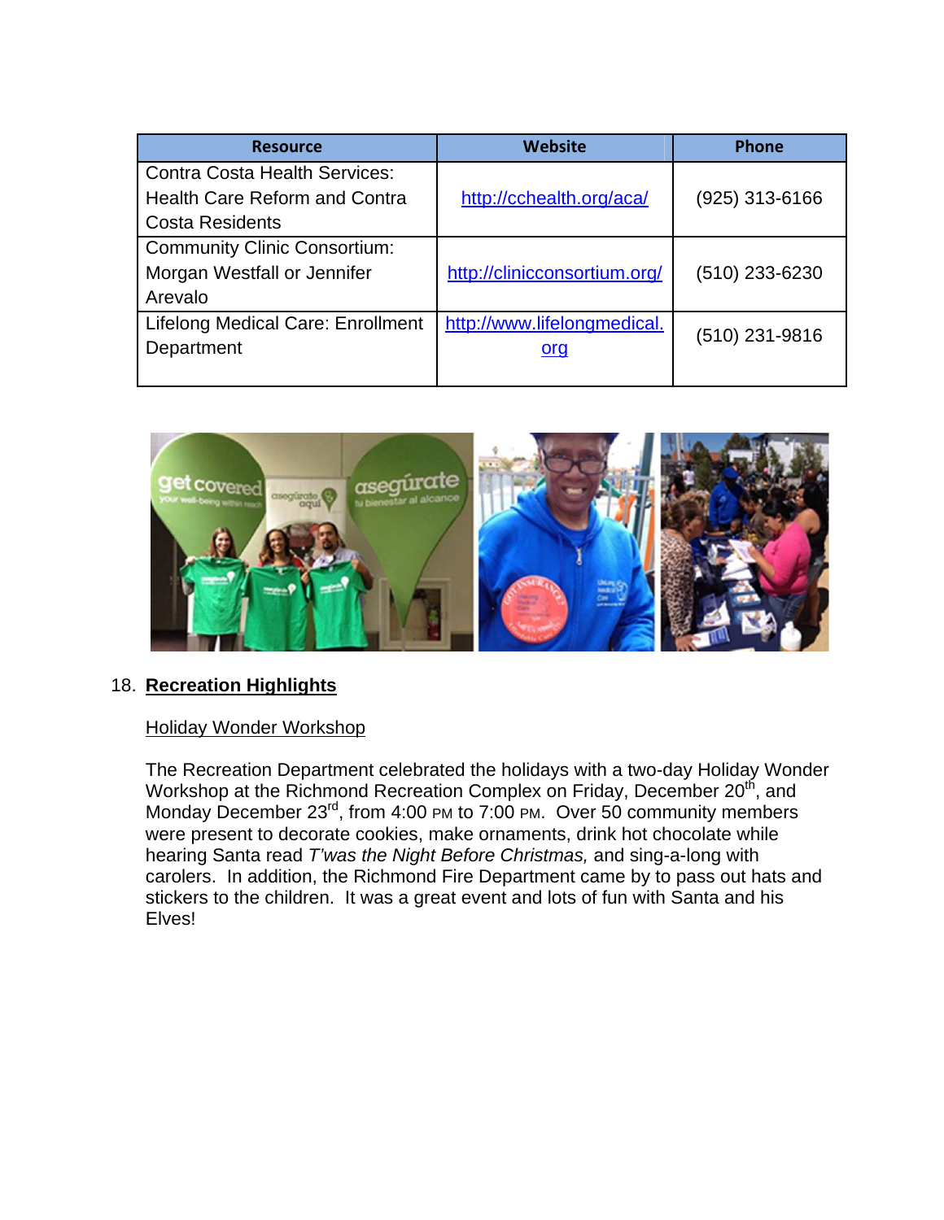| Resource | Website | Phone |
|---|---|---|
| Contra Costa Health Services: Health Care Reform and Contra Costa Residents | http://cchealth.org/aca/ | (925) 313-6166 |
| Community Clinic Consortium: Morgan Westfall or Jennifer Arevalo | http://clinicconsortium.org/ | (510) 233-6230 |
| Lifelong Medical Care: Enrollment Department | http://www.lifelongmedical.org | (510) 231-9816 |

18. **Recreation Highlights**

Holiday Wonder Workshop

The Recreation Department celebrated the holidays with a two-day Holiday Wonder Workshop at the Richmond Recreation Complex on Friday, December 20th, and Monday December 23rd, from 4:00 PM to 7:00 PM. Over 50 community members were present to decorate cookies, make ornaments, drink hot chocolate while hearing Santa read *T'was the Night Before Christmas,* and sing-a-long with carolers. In addition, the Richmond Fire Department came by to pass out hats and stickers to the children. It was a great event and lots of fun with Santa and his Elves!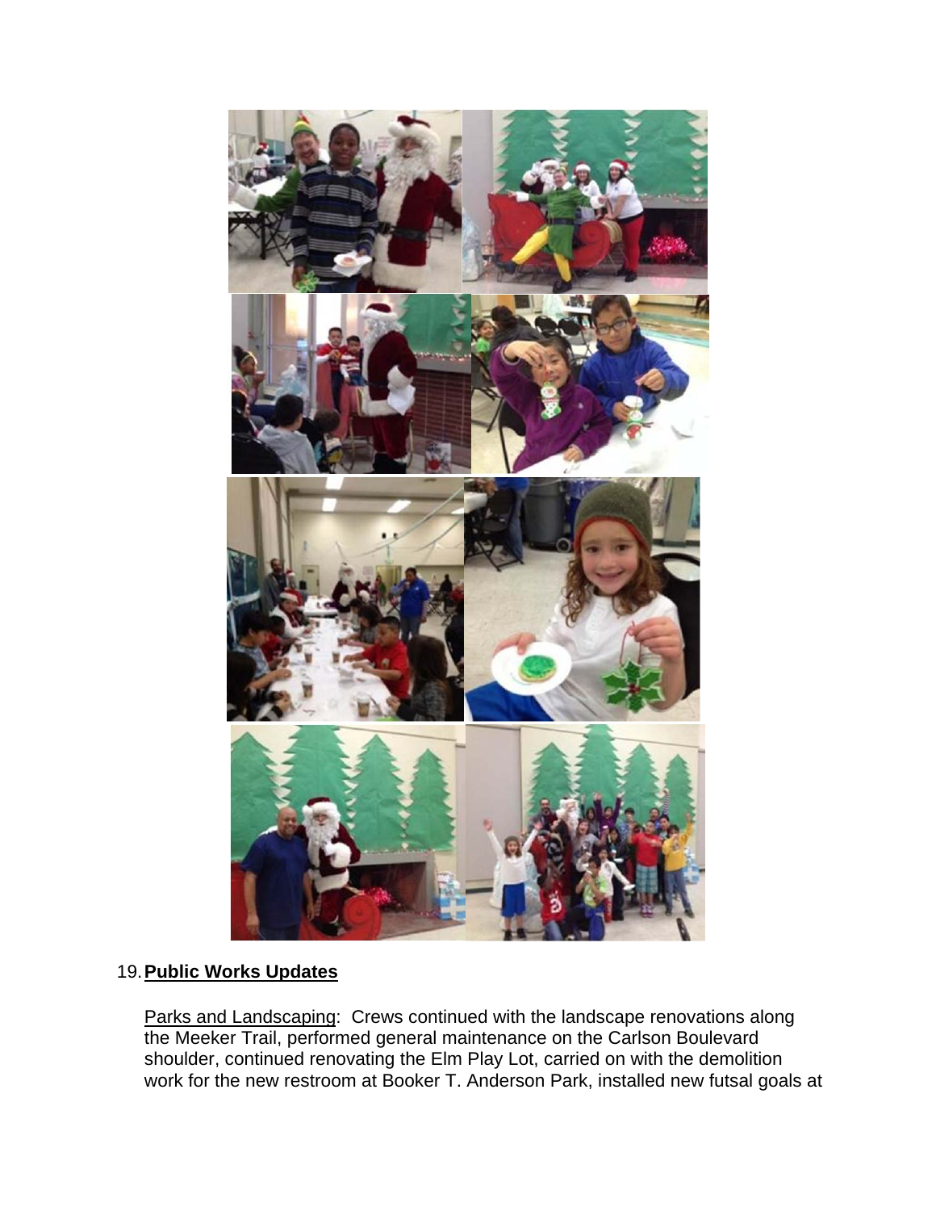19. **Public Works Updates**

Parks and Landscaping: Crews continued with the landscape renovations along the Meeker Trail, performed general maintenance on the Carlson Boulevard shoulder, continued renovating the Elm Play Lot, carried on with the demolition work for the new restroom at Booker T. Anderson Park, installed new futsal goals at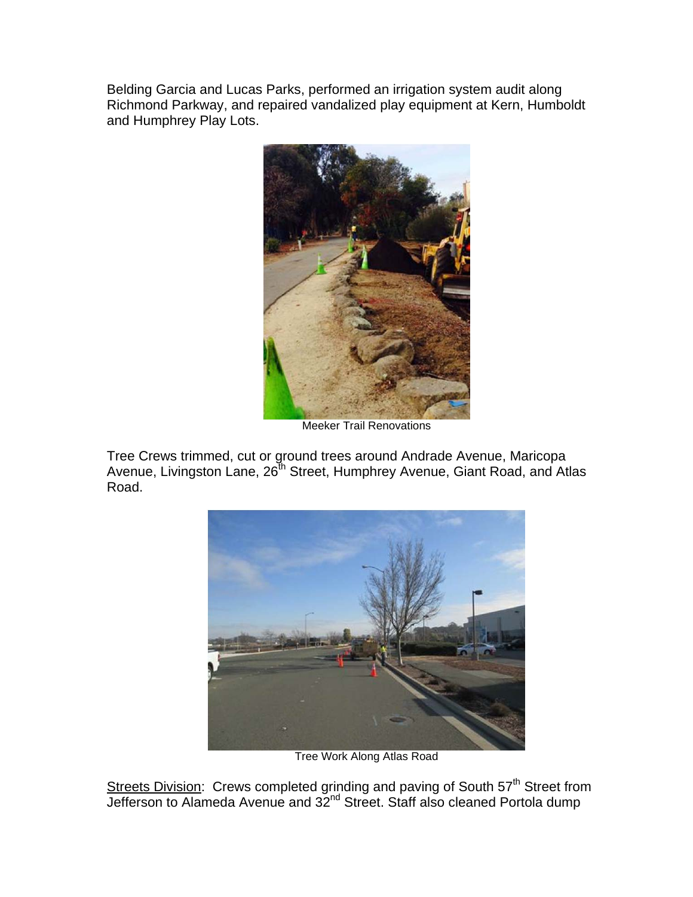Belding Garcia and Lucas Parks, performed an irrigation system audit along Richmond Parkway, and repaired vandalized play equipment at Kern, Humboldt and Humphrey Play Lots.

Meeker Trail Renovations

Tree Crews trimmed, cut or ground trees around Andrade Avenue, Maricopa Avenue, Livingston Lane, 26th Street, Humphrey Avenue, Giant Road, and Atlas Road.

Tree Work Along Atlas Road

<u>Streets Division</u>: Crews completed grinding and paving of South 57th Street from Jefferson to Alameda Avenue and 32nd Street. Staff also cleaned Portola dump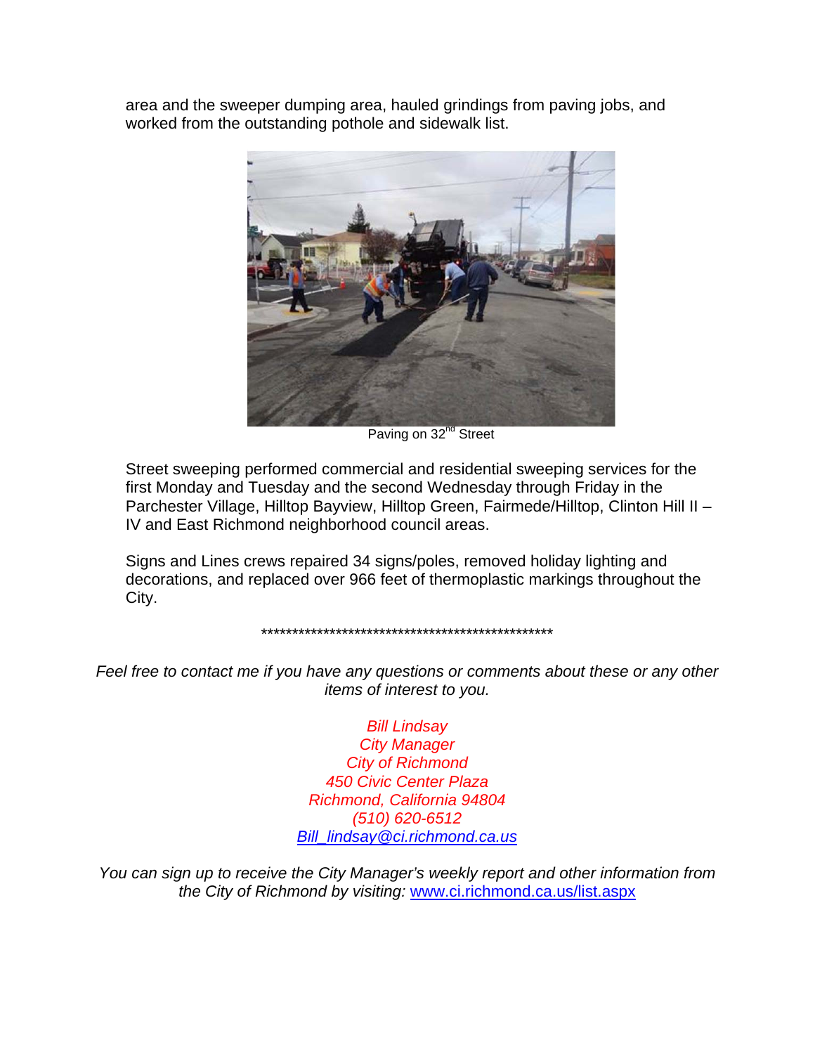area and the sweeper dumping area, hauled grindings from paving jobs, and worked from the outstanding pothole and sidewalk list.

Paving on 32nd Street

Street sweeping performed commercial and residential sweeping services for the first Monday and Tuesday and the second Wednesday through Friday in the Parchester Village, Hilltop Bayview, Hilltop Green, Fairmede/Hilltop, Clinton Hill II – IV and East Richmond neighborhood council areas.

Signs and Lines crews repaired 34 signs/poles, removed holiday lighting and decorations, and replaced over 966 feet of thermoplastic markings throughout the City.

**************************************************

*Feel free to contact me if you have any questions or comments about these or any other items of interest to you.*

*Bill Lindsay*
*City Manager*
*City of Richmond*
*450 Civic Center Plaza*
*Richmond, California 94804*
*(510) 620-6512*
*Bill_lindsay@ci.richmond.ca.us*

*You can sign up to receive the City Manager's weekly report and other information from the City of Richmond by visiting:* www.ci.richmond.ca.us/list.aspx